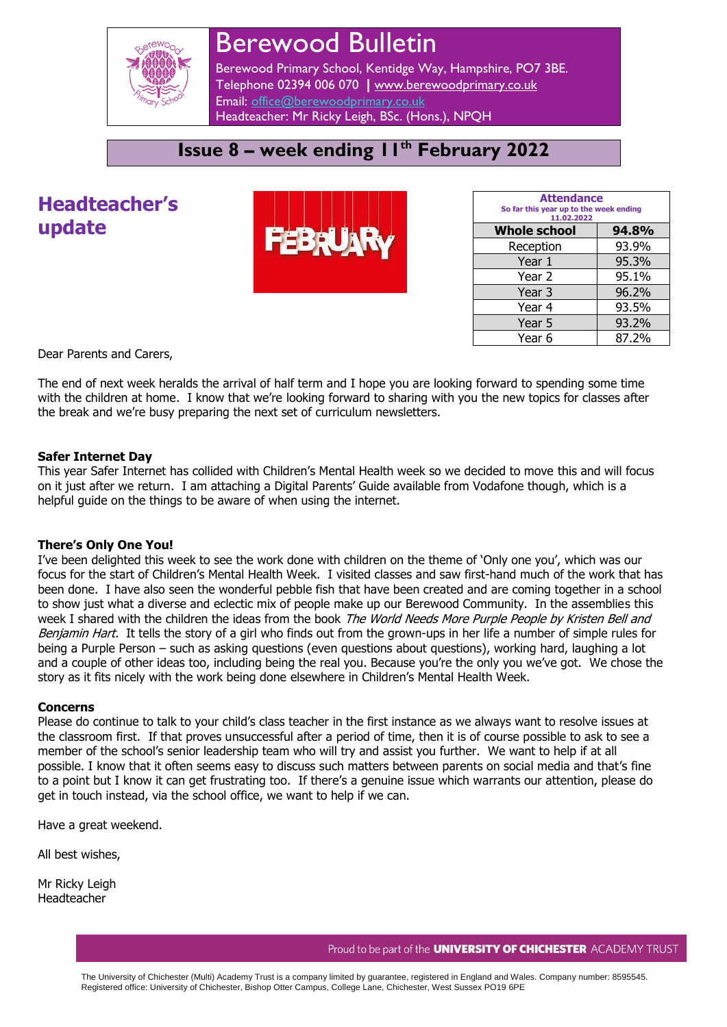# Berewood Bulletin

Berewood Primary School, Kentidge Way, Hampshire, PO7 3BE.
Telephone 02394 006 070 | www.berewoodprimary.co.uk
Email: office@berewoodprimary.co.uk
Headteacher: Mr Ricky Leigh, BSc. (Hons.), NPQH

## Issue 8 – week ending 11th February 2022

## Headteacher's update

| Attendance<br>So far this year up to the week ending 11.02.2022 | |
|---|---|
| **Whole school** | **94.8%** |
| Reception | 93.9% |
| Year 1 | 95.3% |
| Year 2 | 95.1% |
| Year 3 | 96.2% |
| Year 4 | 93.5% |
| Year 5 | 93.2% |
| Year 6 | 87.2% |

Dear Parents and Carers,

The end of next week heralds the arrival of half term and I hope you are looking forward to spending some time with the children at home. I know that we're looking forward to sharing with you the new topics for classes after the break and we're busy preparing the next set of curriculum newsletters.

**Safer Internet Day**
This year Safer Internet has collided with Children's Mental Health week so we decided to move this and will focus on it just after we return. I am attaching a Digital Parents' Guide available from Vodafone though, which is a helpful guide on the things to be aware of when using the internet.

**There's Only One You!**
I've been delighted this week to see the work done with children on the theme of 'Only one you', which was our focus for the start of Children's Mental Health Week. I visited classes and saw first-hand much of the work that has been done. I have also seen the wonderful pebble fish that have been created and are coming together in a school to show just what a diverse and eclectic mix of people make up our Berewood Community. In the assemblies this week I shared with the children the ideas from the book *The World Needs More Purple People by Kristen Bell and Benjamin Hart.* It tells the story of a girl who finds out from the grown-ups in her life a number of simple rules for being a Purple Person – such as asking questions (even questions about questions), working hard, laughing a lot and a couple of other ideas too, including being the real you. Because you're the only you we've got. We chose the story as it fits nicely with the work being done elsewhere in Children's Mental Health Week.

**Concerns**
Please do continue to talk to your child's class teacher in the first instance as we always want to resolve issues at the classroom first. If that proves unsuccessful after a period of time, then it is of course possible to ask to see a member of the school's senior leadership team who will try and assist you further. We want to help if at all possible. I know that it often seems easy to discuss such matters between parents on social media and that's fine to a point but I know it can get frustrating too. If there's a genuine issue which warrants our attention, please do get in touch instead, via the school office, we want to help if we can.

Have a great weekend.

All best wishes,

Mr Ricky Leigh
Headteacher

Proud to be part of the **UNIVERSITY OF CHICHESTER** ACADEMY TRUST

The University of Chichester (Multi) Academy Trust is a company limited by guarantee, registered in England and Wales. Company number: 8595545.
Registered office: University of Chichester, Bishop Otter Campus, College Lane, Chichester, West Sussex PO19 6PE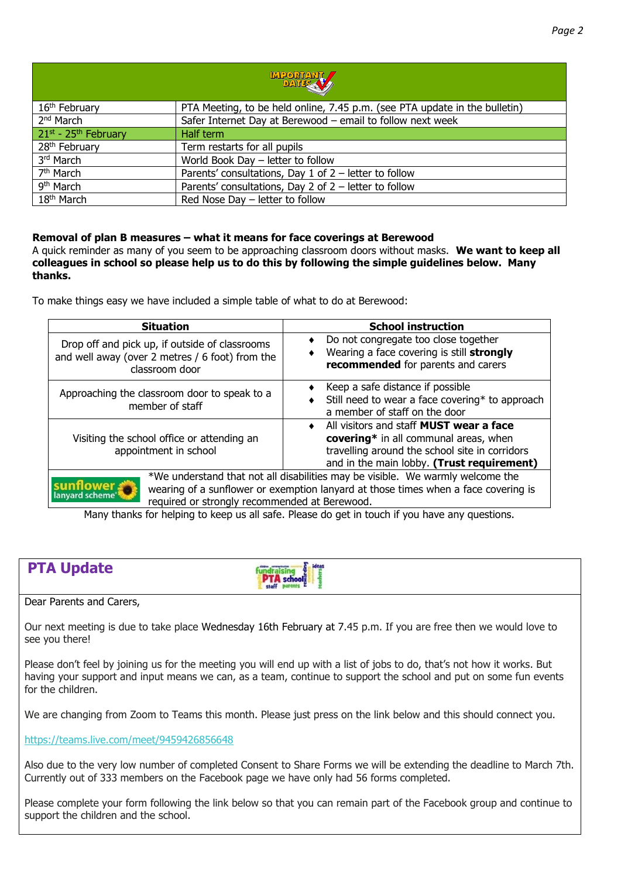| IMPORTANT DATES | |
|---|---|
| 16th February | PTA Meeting, to be held online, 7.45 p.m. (see PTA update in the bulletin) |
| 2nd March | Safer Internet Day at Berewood – email to follow next week |
| 21st - 25th February | Half term |
| 28th February | Term restarts for all pupils |
| 3rd March | World Book Day – letter to follow |
| 7th March | Parents' consultations, Day 1 of 2 – letter to follow |
| 9th March | Parents' consultations, Day 2 of 2 – letter to follow |
| 18th March | Red Nose Day – letter to follow |

**Removal of plan B measures – what it means for face coverings at Berewood**

A quick reminder as many of you seem to be approaching classroom doors without masks. **We want to keep all colleagues in school so please help us to do this by following the simple guidelines below. Many thanks.**

To make things easy we have included a simple table of what to do at Berewood:

| Situation | School instruction |
|---|---|
| Drop off and pick up, if outside of classrooms and well away (over 2 metres / 6 foot) from the classroom door | ♦ Do not congregate too close together ♦ Wearing a face covering is still **strongly recommended** for parents and carers |
| Approaching the classroom door to speak to a member of staff | ♦ Keep a safe distance if possible ♦ Still need to wear a face covering* to approach a member of staff on the door |
| Visiting the school office or attending an appointment in school | ♦ All visitors and staff **MUST wear a face covering*** in all communal areas, when travelling around the school site in corridors and in the main lobby. **(Trust requirement)** |
| sunflower lanyard scheme | *We understand that not all disabilities may be visible. We warmly welcome the wearing of a sunflower or exemption lanyard at those times when a face covering is required or strongly recommended at Berewood. |

Many thanks for helping to keep us all safe. Please do get in touch if you have any questions.

## PTA Update

Dear Parents and Carers,

Our next meeting is due to take place Wednesday 16th February at 7.45 p.m. If you are free then we would love to see you there!

Please don't feel by joining us for the meeting you will end up with a list of jobs to do, that's not how it works. But having your support and input means we can, as a team, continue to support the school and put on some fun events for the children.

We are changing from Zoom to Teams this month. Please just press on the link below and this should connect you.

https://teams.live.com/meet/9459426856648

Also due to the very low number of completed Consent to Share Forms we will be extending the deadline to March 7th. Currently out of 333 members on the Facebook page we have only had 56 forms completed.

Please complete your form following the link below so that you can remain part of the Facebook group and continue to support the children and the school.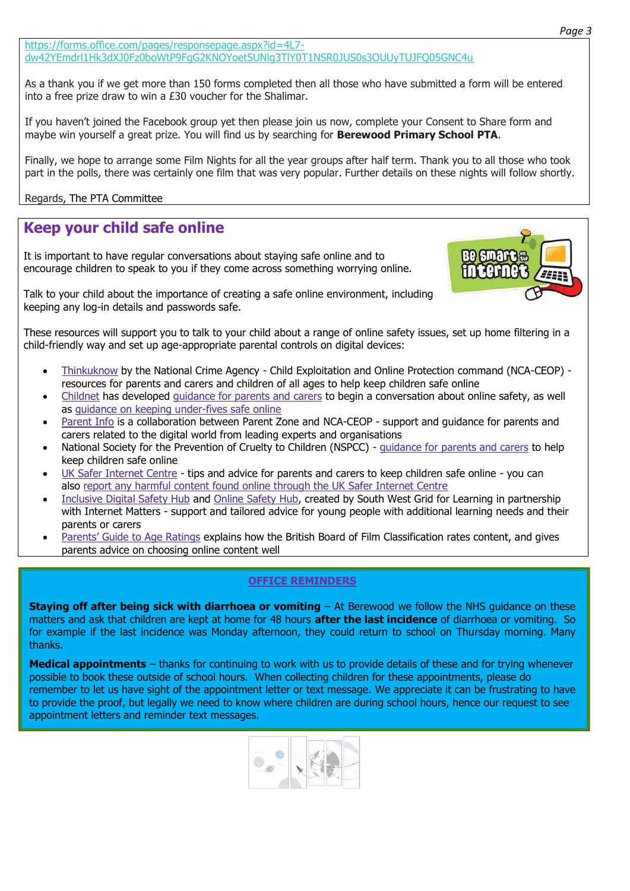https://forms.office.com/pages/responsepage.aspx?id=4L7-dw42YEmdrl1Hk3dXJ0Fz0boWtP9FgG2KNOYoet5UNlg3TlY0T1NSR0JUS0s3OUUyTUJFQ05GNC4u

As a thank you if we get more than 150 forms completed then all those who have submitted a form will be entered into a free prize draw to win a £30 voucher for the Shalimar.

If you haven't joined the Facebook group yet then please join us now, complete your Consent to Share form and maybe win yourself a great prize. You will find us by searching for **Berewood Primary School PTA**.

Finally, we hope to arrange some Film Nights for all the year groups after half term. Thank you to all those who took part in the polls, there was certainly one film that was very popular. Further details on these nights will follow shortly.

Regards, The PTA Committee

## Keep your child safe online

It is important to have regular conversations about staying safe online and to encourage children to speak to you if they come across something worrying online.

Talk to your child about the importance of creating a safe online environment, including keeping any log-in details and passwords safe.

These resources will support you to talk to your child about a range of online safety issues, set up home filtering in a child-friendly way and set up age-appropriate parental controls on digital devices:

- Thinkuknow by the National Crime Agency - Child Exploitation and Online Protection command (NCA-CEOP) - resources for parents and carers and children of all ages to help keep children safe online
- Childnet has developed guidance for parents and carers to begin a conversation about online safety, as well as guidance on keeping under-fives safe online
- Parent Info is a collaboration between Parent Zone and NCA-CEOP - support and guidance for parents and carers related to the digital world from leading experts and organisations
- National Society for the Prevention of Cruelty to Children (NSPCC) - guidance for parents and carers to help keep children safe online
- UK Safer Internet Centre - tips and advice for parents and carers to keep children safe online - you can also report any harmful content found online through the UK Safer Internet Centre
- Inclusive Digital Safety Hub and Online Safety Hub, created by South West Grid for Learning in partnership with Internet Matters - support and tailored advice for young people with additional learning needs and their parents or carers
- Parents' Guide to Age Ratings explains how the British Board of Film Classification rates content, and gives parents advice on choosing online content well

## OFFICE REMINDERS

**Staying off after being sick with diarrhoea or vomiting** – At Berewood we follow the NHS guidance on these matters and ask that children are kept at home for 48 hours **after the last incidence** of diarrhoea or vomiting. So for example if the last incidence was Monday afternoon, they could return to school on Thursday morning. Many thanks.

**Medical appointments** – thanks for continuing to work with us to provide details of these and for trying whenever possible to book these outside of school hours. When collecting children for these appointments, please do remember to let us have sight of the appointment letter or text message. We appreciate it can be frustrating to have to provide the proof, but legally we need to know where children are during school hours, hence our request to see appointment letters and reminder text messages.